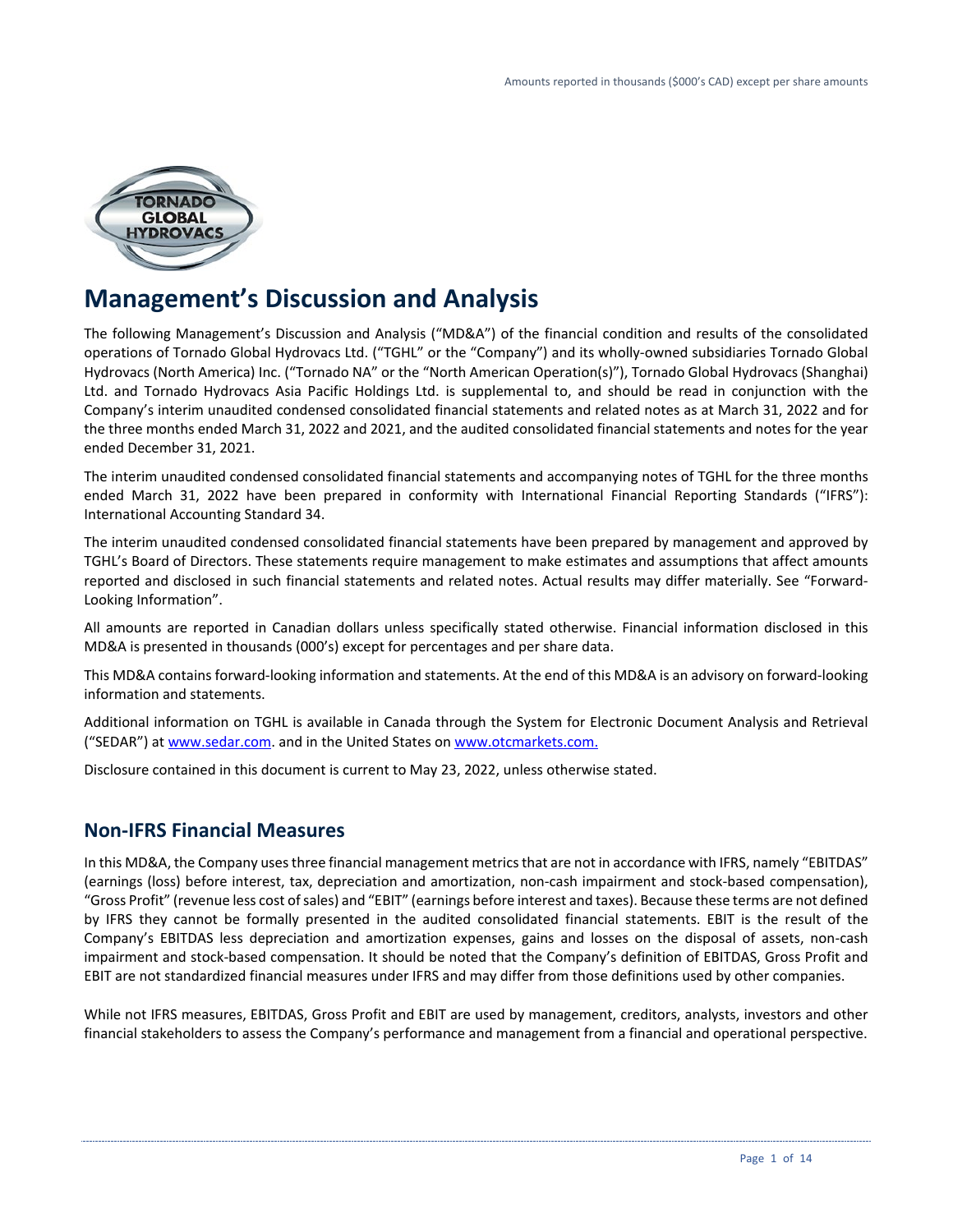# Management's Discussion and Analysis

The following Management's Discussion and Analysis ("MD&A") of the financial condition and results of the consolidated operations of Tornado Global Hydrovacs Ltd. ("TGHL" or the "Company") and its wholly-owned subsidiaries Tornado Global Hydrovacs (North America) Inc. ("Tornado NA" or the "North American Operation(s)"), Tornado Global Hydrovacs (Shanghai) Ltd. and Tornado Hydrovacs Asia Pacific Holdings Ltd. is supplemental to, and should be read in conjunction with the Company's interim unaudited condensed consolidated financial statements and related notes as at March 31, 2022 and for the three months ended March 31, 2022 and 2021, and the audited consolidated financial statements and notes for the year ended December 31, 2021.

The interim unaudited condensed consolidated financial statements and accompanying notes of TGHL for the three months ended March 31, 2022 have been prepared in conformity with International Financial Reporting Standards ("IFRS"): International Accounting Standard 34.

The interim unaudited condensed consolidated financial statements have been prepared by management and approved by TGHL's Board of Directors. These statements require management to make estimates and assumptions that affect amounts reported and disclosed in such financial statements and related notes. Actual results may differ materially. See "Forward-Looking Information".

All amounts are reported in Canadian dollars unless specifically stated otherwise. Financial information disclosed in this MD&A is presented in thousands (000's) except for percentages and per share data.

This MD&A contains forward-looking information and statements. At the end of this MD&A is an advisory on forward-looking information and statements.

Additional information on TGHL is available in Canada through the System for Electronic Document Analysis and Retrieval ("SEDAR") at www.sedar.com. and in the United States on www.otcmarkets.com.

Disclosure contained in this document is current to May 23, 2022, unless otherwise stated.

## Non-IFRS Financial Measures

In this MD&A, the Company uses three financial management metrics that are not in accordance with IFRS, namely "EBITDAS" (earnings (loss) before interest, tax, depreciation and amortization, non-cash impairment and stock-based compensation), "Gross Profit" (revenue less cost of sales) and "EBIT" (earnings before interest and taxes). Because these terms are not defined by IFRS they cannot be formally presented in the audited consolidated financial statements. EBIT is the result of the Company's EBITDAS less depreciation and amortization expenses, gains and losses on the disposal of assets, non-cash impairment and stock-based compensation. It should be noted that the Company's definition of EBITDAS, Gross Profit and EBIT are not standardized financial measures under IFRS and may differ from those definitions used by other companies.

While not IFRS measures, EBITDAS, Gross Profit and EBIT are used by management, creditors, analysts, investors and other financial stakeholders to assess the Company's performance and management from a financial and operational perspective.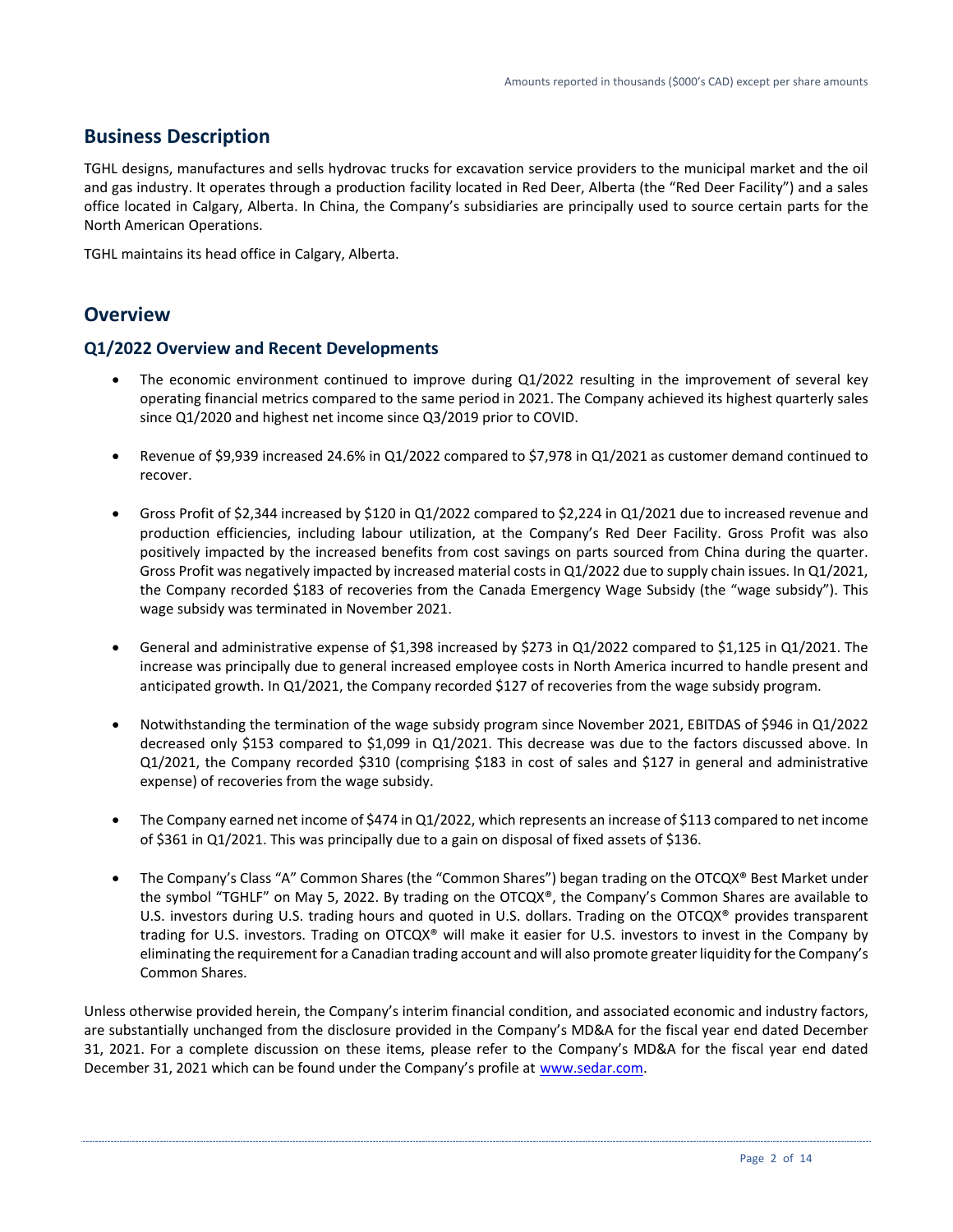## Business Description

TGHL designs, manufactures and sells hydrovac trucks for excavation service providers to the municipal market and the oil and gas industry. It operates through a production facility located in Red Deer, Alberta (the "Red Deer Facility") and a sales office located in Calgary, Alberta. In China, the Company's subsidiaries are principally used to source certain parts for the North American Operations.

TGHL maintains its head office in Calgary, Alberta.

## Overview

### Q1/2022 Overview and Recent Developments

- The economic environment continued to improve during Q1/2022 resulting in the improvement of several key operating financial metrics compared to the same period in 2021. The Company achieved its highest quarterly sales since Q1/2020 and highest net income since Q3/2019 prior to COVID.

- Revenue of $9,939 increased 24.6% in Q1/2022 compared to $7,978 in Q1/2021 as customer demand continued to recover.

- Gross Profit of $2,344 increased by $120 in Q1/2022 compared to $2,224 in Q1/2021 due to increased revenue and production efficiencies, including labour utilization, at the Company's Red Deer Facility. Gross Profit was also positively impacted by the increased benefits from cost savings on parts sourced from China during the quarter. Gross Profit was negatively impacted by increased material costs in Q1/2022 due to supply chain issues. In Q1/2021, the Company recorded $183 of recoveries from the Canada Emergency Wage Subsidy (the "wage subsidy"). This wage subsidy was terminated in November 2021.

- General and administrative expense of $1,398 increased by $273 in Q1/2022 compared to $1,125 in Q1/2021. The increase was principally due to general increased employee costs in North America incurred to handle present and anticipated growth. In Q1/2021, the Company recorded $127 of recoveries from the wage subsidy program.

- Notwithstanding the termination of the wage subsidy program since November 2021, EBITDAS of $946 in Q1/2022 decreased only $153 compared to $1,099 in Q1/2021. This decrease was due to the factors discussed above. In Q1/2021, the Company recorded $310 (comprising $183 in cost of sales and $127 in general and administrative expense) of recoveries from the wage subsidy.

- The Company earned net income of $474 in Q1/2022, which represents an increase of $113 compared to net income of $361 in Q1/2021. This was principally due to a gain on disposal of fixed assets of $136.

- The Company's Class "A" Common Shares (the "Common Shares") began trading on the OTCQX® Best Market under the symbol "TGHLF" on May 5, 2022. By trading on the OTCQX®, the Company's Common Shares are available to U.S. investors during U.S. trading hours and quoted in U.S. dollars. Trading on the OTCQX® provides transparent trading for U.S. investors. Trading on OTCQX® will make it easier for U.S. investors to invest in the Company by eliminating the requirement for a Canadian trading account and will also promote greater liquidity for the Company's Common Shares.

Unless otherwise provided herein, the Company's interim financial condition, and associated economic and industry factors, are substantially unchanged from the disclosure provided in the Company's MD&A for the fiscal year end dated December 31, 2021. For a complete discussion on these items, please refer to the Company's MD&A for the fiscal year end dated December 31, 2021 which can be found under the Company's profile at www.sedar.com.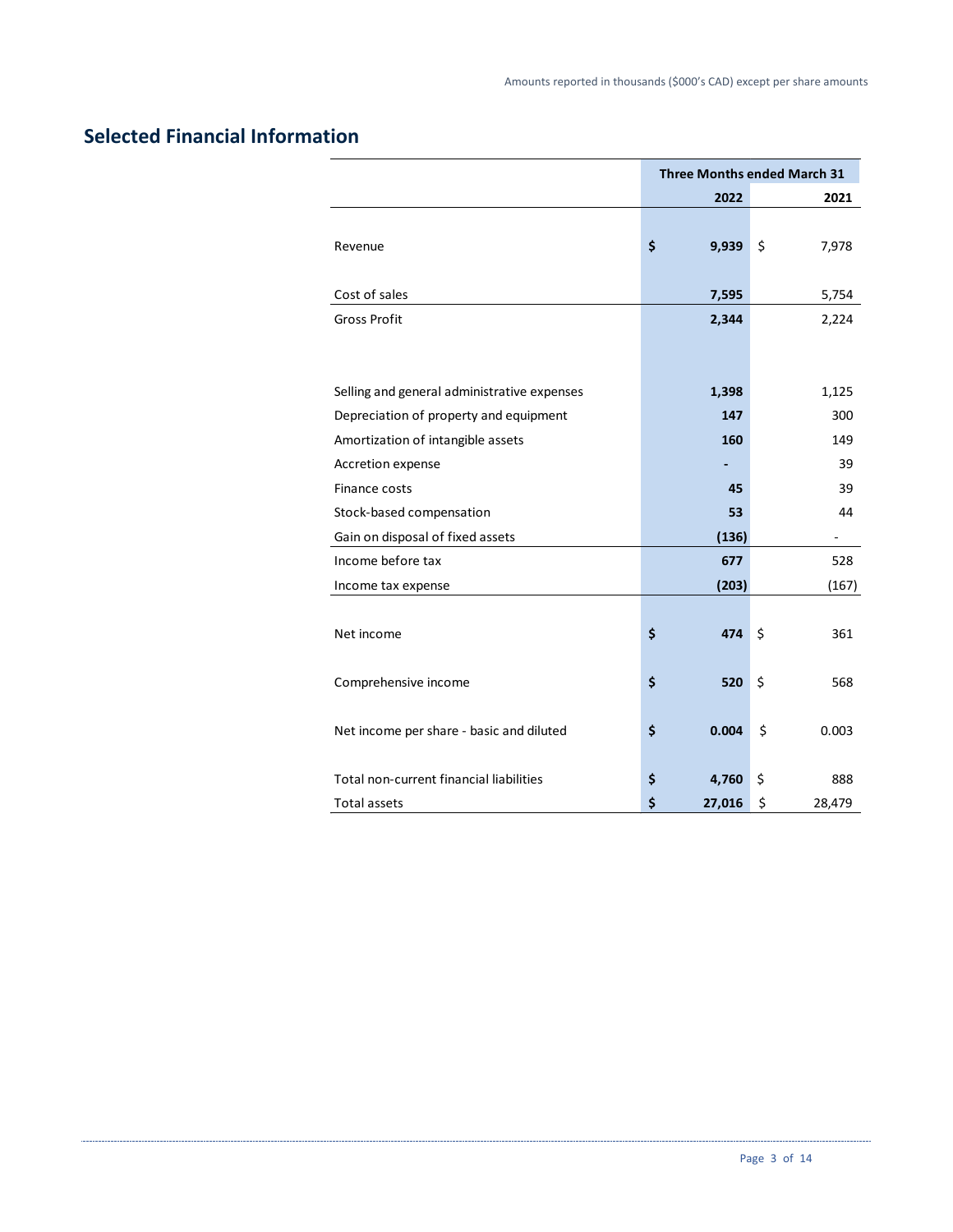Amounts reported in thousands ($000's CAD) except per share amounts

## Selected Financial Information

| | Three Months ended March 31 | |
|---|---|---|
| | **2022** | **2021** |
| Revenue | **$ 9,939** | $ 7,978 |
| Cost of sales | **7,595** | 5,754 |
| Gross Profit | **2,344** | 2,224 |
| Selling and general administrative expenses | **1,398** | 1,125 |
| Depreciation of property and equipment | **147** | 300 |
| Amortization of intangible assets | **160** | 149 |
| Accretion expense | **-** | 39 |
| Finance costs | **45** | 39 |
| Stock-based compensation | **53** | 44 |
| Gain on disposal of fixed assets | **(136)** | - |
| Income before tax | **677** | 528 |
| Income tax expense | **(203)** | (167) |
| Net income | **$ 474** | $ 361 |
| Comprehensive income | **$ 520** | $ 568 |
| Net income per share - basic and diluted | **$ 0.004** | $ 0.003 |
| Total non-current financial liabilities | **$ 4,760** | $ 888 |
| Total assets | **$ 27,016** | $ 28,479 |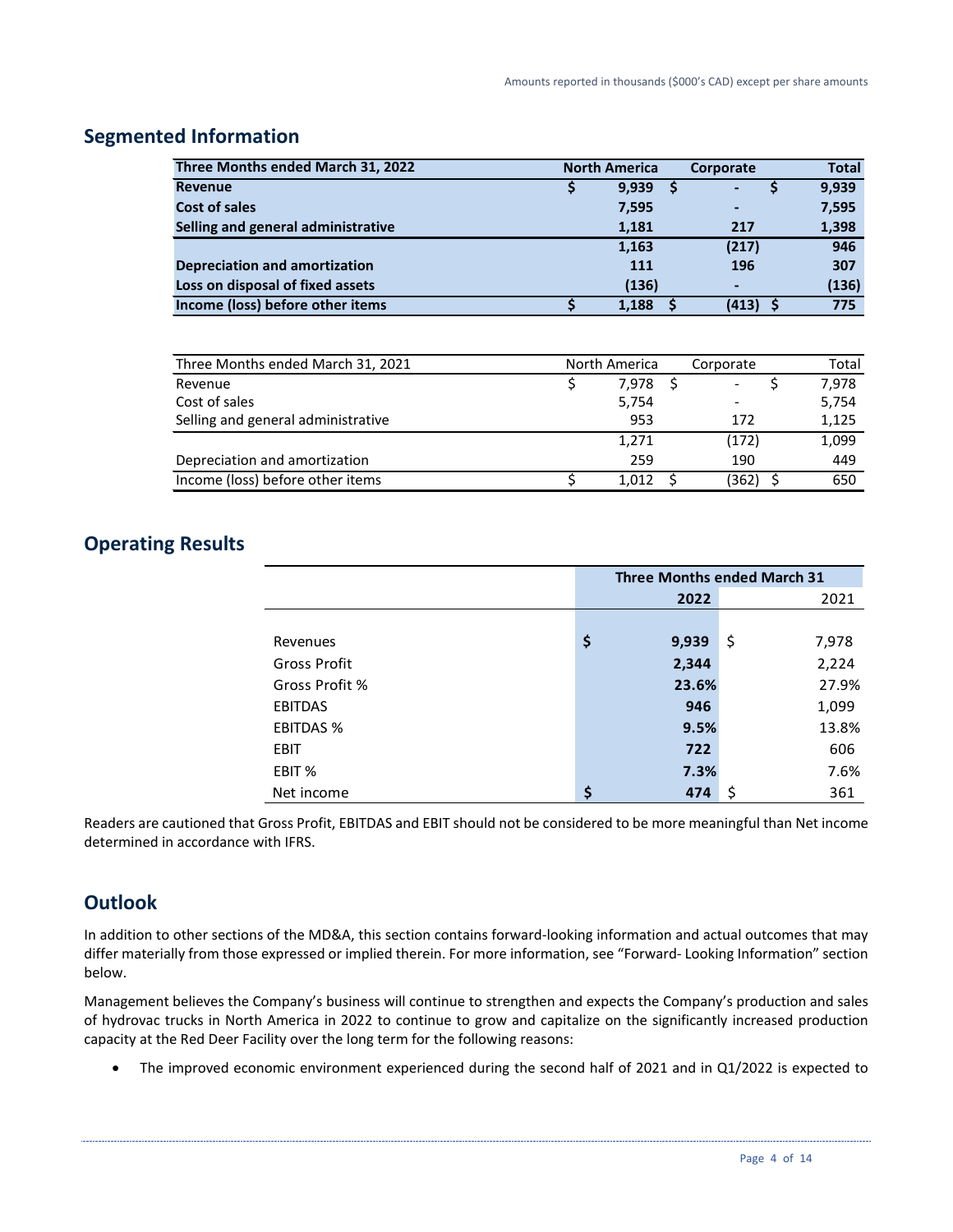## Segmented Information

| **Three Months ended March 31, 2022** | **North America** | **Corporate** | **Total** |
|---|---|---|---|
| **Revenue** | **$ 9,939** | **$ -** | **$ 9,939** |
| **Cost of sales** | **7,595** | **-** | **7,595** |
| **Selling and general administrative** | **1,181** | **217** | **1,398** |
| | **1,163** | **(217)** | **946** |
| **Depreciation and amortization** | **111** | **196** | **307** |
| **Loss on disposal of fixed assets** | **(136)** | **-** | **(136)** |
| **Income (loss) before other items** | **$ 1,188** | **$ (413)** | **$ 775** |

| Three Months ended March 31, 2021 | North America | Corporate | Total |
|---|---|---|---|
| Revenue | $ 7,978 | $ - | $ 7,978 |
| Cost of sales | 5,754 | - | 5,754 |
| Selling and general administrative | 953 | 172 | 1,125 |
| | 1,271 | (172) | 1,099 |
| Depreciation and amortization | 259 | 190 | 449 |
| Income (loss) before other items | $ 1,012 | $ (362) | $ 650 |

## Operating Results

| | **Three Months ended March 31** | |
|---|---|---|
| | **2022** | 2021 |
| Revenues | **$ 9,939** | $ 7,978 |
| Gross Profit | **2,344** | 2,224 |
| Gross Profit % | **23.6%** | 27.9% |
| EBITDAS | **946** | 1,099 |
| EBITDAS % | **9.5%** | 13.8% |
| EBIT | **722** | 606 |
| EBIT % | **7.3%** | 7.6% |
| Net income | **$ 474** | $ 361 |

Readers are cautioned that Gross Profit, EBITDAS and EBIT should not be considered to be more meaningful than Net income determined in accordance with IFRS.

## Outlook

In addition to other sections of the MD&A, this section contains forward-looking information and actual outcomes that may differ materially from those expressed or implied therein. For more information, see "Forward- Looking Information" section below.

Management believes the Company's business will continue to strengthen and expects the Company's production and sales of hydrovac trucks in North America in 2022 to continue to grow and capitalize on the significantly increased production capacity at the Red Deer Facility over the long term for the following reasons:

- The improved economic environment experienced during the second half of 2021 and in Q1/2022 is expected to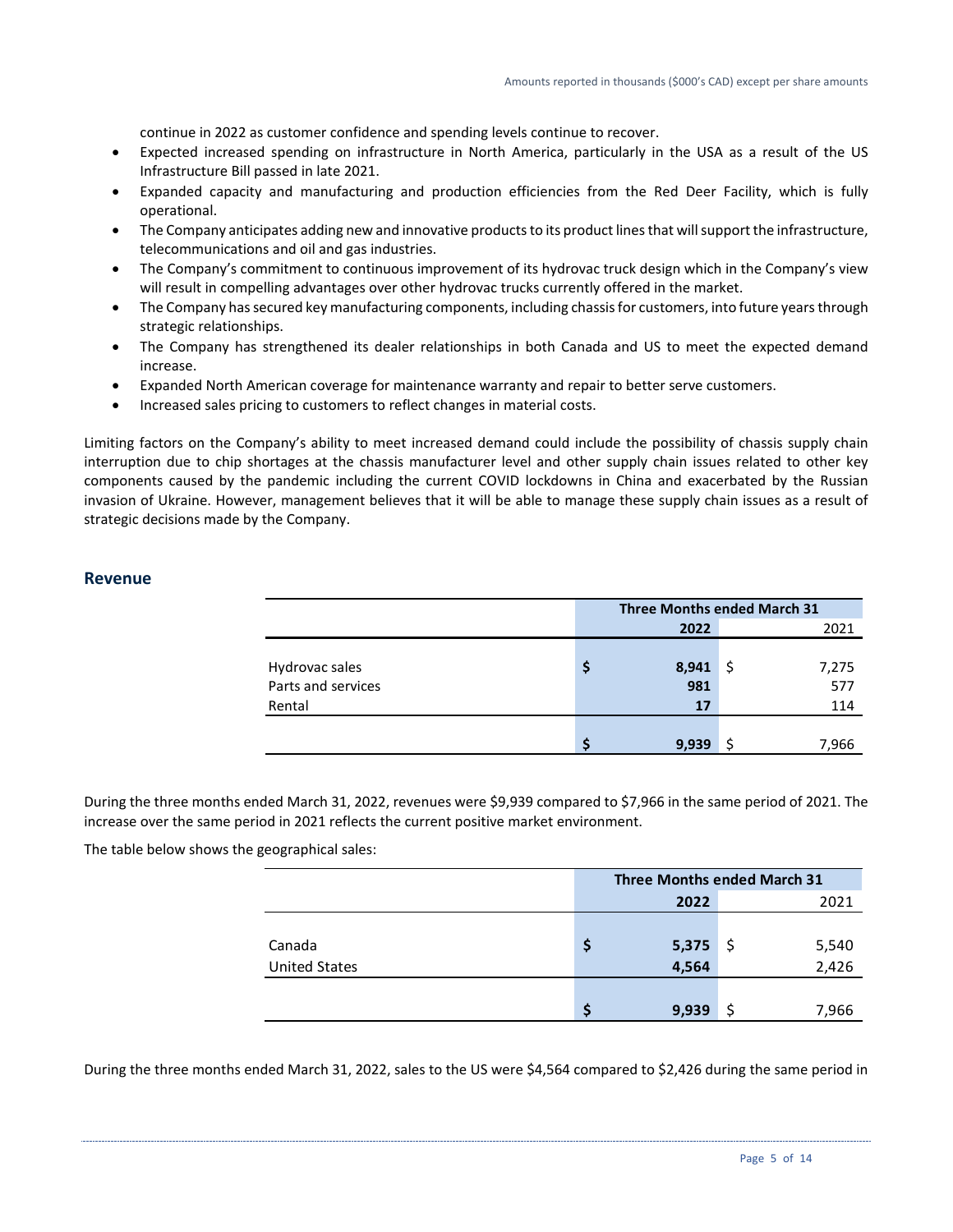continue in 2022 as customer confidence and spending levels continue to recover.

- Expected increased spending on infrastructure in North America, particularly in the USA as a result of the US Infrastructure Bill passed in late 2021.
- Expanded capacity and manufacturing and production efficiencies from the Red Deer Facility, which is fully operational.
- The Company anticipates adding new and innovative products to its product lines that will support the infrastructure, telecommunications and oil and gas industries.
- The Company's commitment to continuous improvement of its hydrovac truck design which in the Company's view will result in compelling advantages over other hydrovac trucks currently offered in the market.
- The Company has secured key manufacturing components, including chassis for customers, into future years through strategic relationships.
- The Company has strengthened its dealer relationships in both Canada and US to meet the expected demand increase.
- Expanded North American coverage for maintenance warranty and repair to better serve customers.
- Increased sales pricing to customers to reflect changes in material costs.

Limiting factors on the Company's ability to meet increased demand could include the possibility of chassis supply chain interruption due to chip shortages at the chassis manufacturer level and other supply chain issues related to other key components caused by the pandemic including the current COVID lockdowns in China and exacerbated by the Russian invasion of Ukraine. However, management believes that it will be able to manage these supply chain issues as a result of strategic decisions made by the Company.

## Revenue

| | Three Months ended March 31 | |
|---|---|---|
| | **2022** | 2021 |
| Hydrovac sales | **$ 8,941** | $ 7,275 |
| Parts and services | **981** | 577 |
| Rental | **17** | 114 |
| | **$ 9,939** | $ 7,966 |

During the three months ended March 31, 2022, revenues were $9,939 compared to $7,966 in the same period of 2021. The increase over the same period in 2021 reflects the current positive market environment.

The table below shows the geographical sales:

| | Three Months ended March 31 | |
|---|---|---|
| | **2022** | 2021 |
| Canada | **$ 5,375** | $ 5,540 |
| United States | **4,564** | 2,426 |
| | **$ 9,939** | $ 7,966 |

During the three months ended March 31, 2022, sales to the US were $4,564 compared to $2,426 during the same period in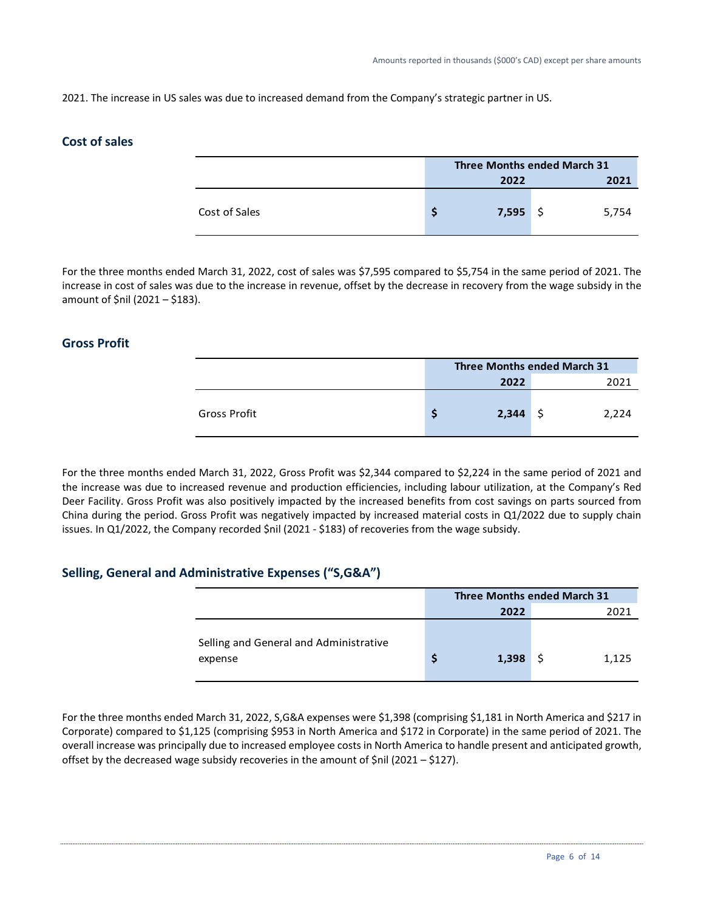2021. The increase in US sales was due to increased demand from the Company's strategic partner in US.

## Cost of sales

| | Three Months ended March 31 | |
|---|---|---|
| | **2022** | **2021** |
| Cost of Sales | **$ 7,595** | $ 5,754 |

For the three months ended March 31, 2022, cost of sales was $7,595 compared to $5,754 in the same period of 2021. The increase in cost of sales was due to the increase in revenue, offset by the decrease in recovery from the wage subsidy in the amount of $nil (2021 – $183).

## Gross Profit

| | Three Months ended March 31 | |
|---|---|---|
| | **2022** | 2021 |
| Gross Profit | **$ 2,344** | $ 2,224 |

For the three months ended March 31, 2022, Gross Profit was $2,344 compared to $2,224 in the same period of 2021 and the increase was due to increased revenue and production efficiencies, including labour utilization, at the Company's Red Deer Facility. Gross Profit was also positively impacted by the increased benefits from cost savings on parts sourced from China during the period. Gross Profit was negatively impacted by increased material costs in Q1/2022 due to supply chain issues. In Q1/2022, the Company recorded $nil (2021 - $183) of recoveries from the wage subsidy.

## Selling, General and Administrative Expenses ("S,G&A")

| | Three Months ended March 31 | |
|---|---|---|
| | **2022** | 2021 |
| Selling and General and Administrative expense | **$ 1,398** | $ 1,125 |

For the three months ended March 31, 2022, S,G&A expenses were $1,398 (comprising $1,181 in North America and $217 in Corporate) compared to $1,125 (comprising $953 in North America and $172 in Corporate) in the same period of 2021. The overall increase was principally due to increased employee costs in North America to handle present and anticipated growth, offset by the decreased wage subsidy recoveries in the amount of $nil (2021 – $127).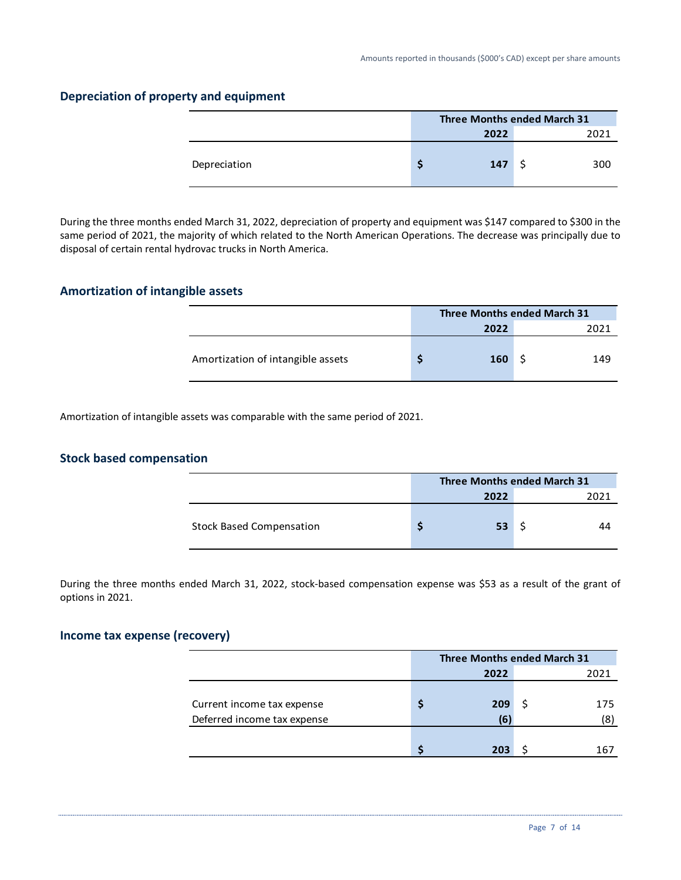Amounts reported in thousands ($000's CAD) except per share amounts

## Depreciation of property and equipment

| | Three Months ended March 31 | |
|---|---|---|
| | **2022** | 2021 |
| Depreciation | **$ 147** | $ 300 |

During the three months ended March 31, 2022, depreciation of property and equipment was $147 compared to $300 in the same period of 2021, the majority of which related to the North American Operations. The decrease was principally due to disposal of certain rental hydrovac trucks in North America.

## Amortization of intangible assets

| | Three Months ended March 31 | |
|---|---|---|
| | **2022** | 2021 |
| Amortization of intangible assets | **$ 160** | $ 149 |

Amortization of intangible assets was comparable with the same period of 2021.

## Stock based compensation

| | Three Months ended March 31 | |
|---|---|---|
| | **2022** | 2021 |
| Stock Based Compensation | **$ 53** | $ 44 |

During the three months ended March 31, 2022, stock-based compensation expense was $53 as a result of the grant of options in 2021.

## Income tax expense (recovery)

| | Three Months ended March 31 | |
|---|---|---|
| | **2022** | 2021 |
| Current income tax expense | **$ 209** | $ 175 |
| Deferred income tax expense | **(6)** | (8) |
| | **$ 203** | $ 167 |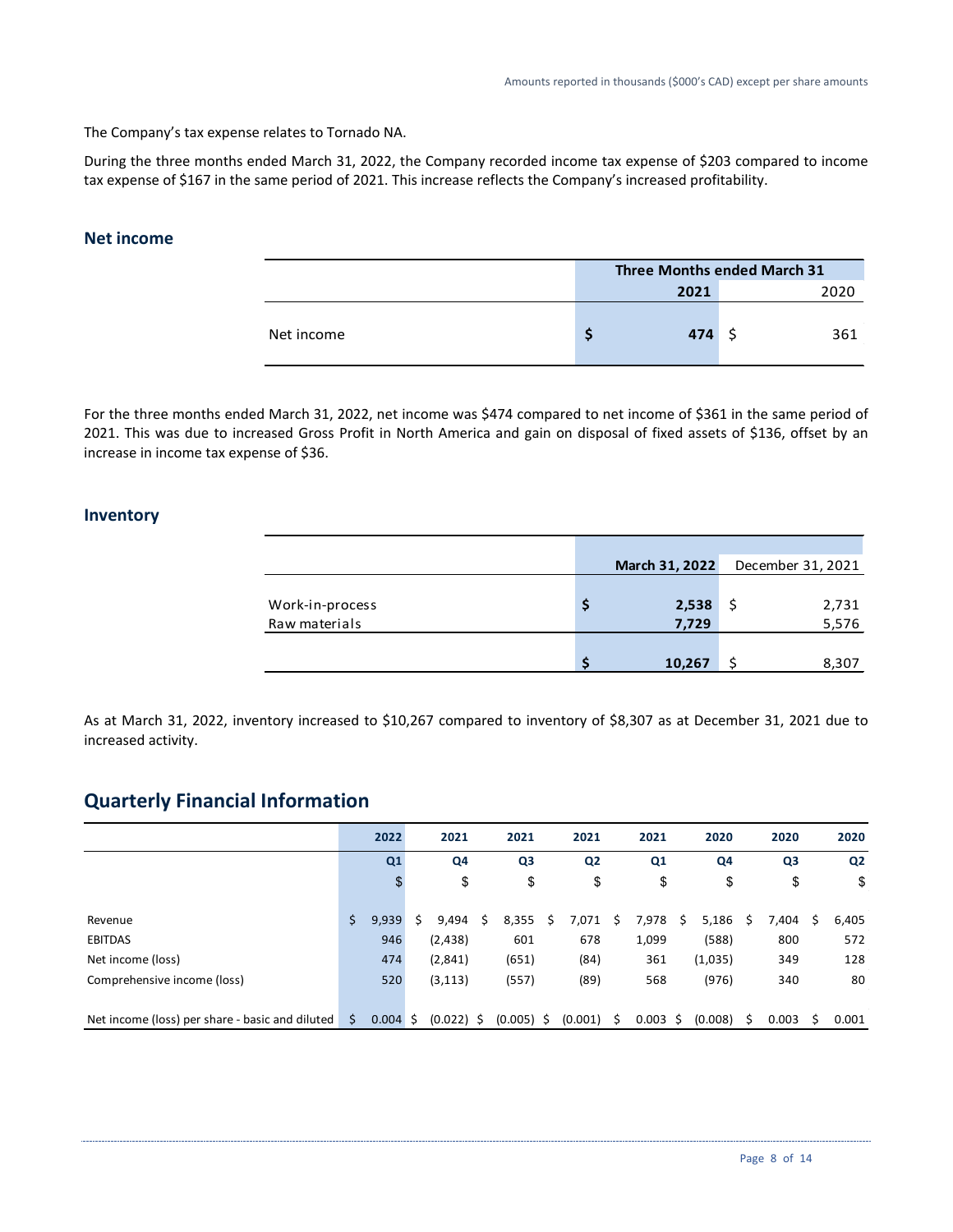The Company's tax expense relates to Tornado NA.

During the three months ended March 31, 2022, the Company recorded income tax expense of $203 compared to income tax expense of $167 in the same period of 2021. This increase reflects the Company's increased profitability.

## Net income

| | Three Months ended March 31 | |
|---|---|---|
| | **2021** | 2020 |
| Net income | **$ 474** | $ 361 |

For the three months ended March 31, 2022, net income was $474 compared to net income of $361 in the same period of 2021. This was due to increased Gross Profit in North America and gain on disposal of fixed assets of $136, offset by an increase in income tax expense of $36.

## Inventory

| | **March 31, 2022** | December 31, 2021 |
|---|---|---|
| Work-in-process | **$ 2,538** | $ 2,731 |
| Raw materials | **7,729** | 5,576 |
| | **$ 10,267** | $ 8,307 |

As at March 31, 2022, inventory increased to $10,267 compared to inventory of $8,307 as at December 31, 2021 due to increased activity.

# Quarterly Financial Information

| | 2022 | 2021 | 2021 | 2021 | 2021 | 2020 | 2020 | 2020 |
|---|---|---|---|---|---|---|---|---|
| | Q1 | Q4 | Q3 | Q2 | Q1 | Q4 | Q3 | Q2 |
| | $ | $ | $ | $ | $ | $ | $ | $ |
| Revenue | $ 9,939 | $ 9,494 | $ 8,355 | $ 7,071 | $ 7,978 | $ 5,186 | $ 7,404 | $ 6,405 |
| EBITDAS | 946 | (2,438) | 601 | 678 | 1,099 | (588) | 800 | 572 |
| Net income (loss) | 474 | (2,841) | (651) | (84) | 361 | (1,035) | 349 | 128 |
| Comprehensive income (loss) | 520 | (3,113) | (557) | (89) | 568 | (976) | 340 | 80 |
| Net income (loss) per share - basic and diluted | $ 0.004 | $ (0.022) | $ (0.005) | $ (0.001) | $ 0.003 | $ (0.008) | $ 0.003 | $ 0.001 |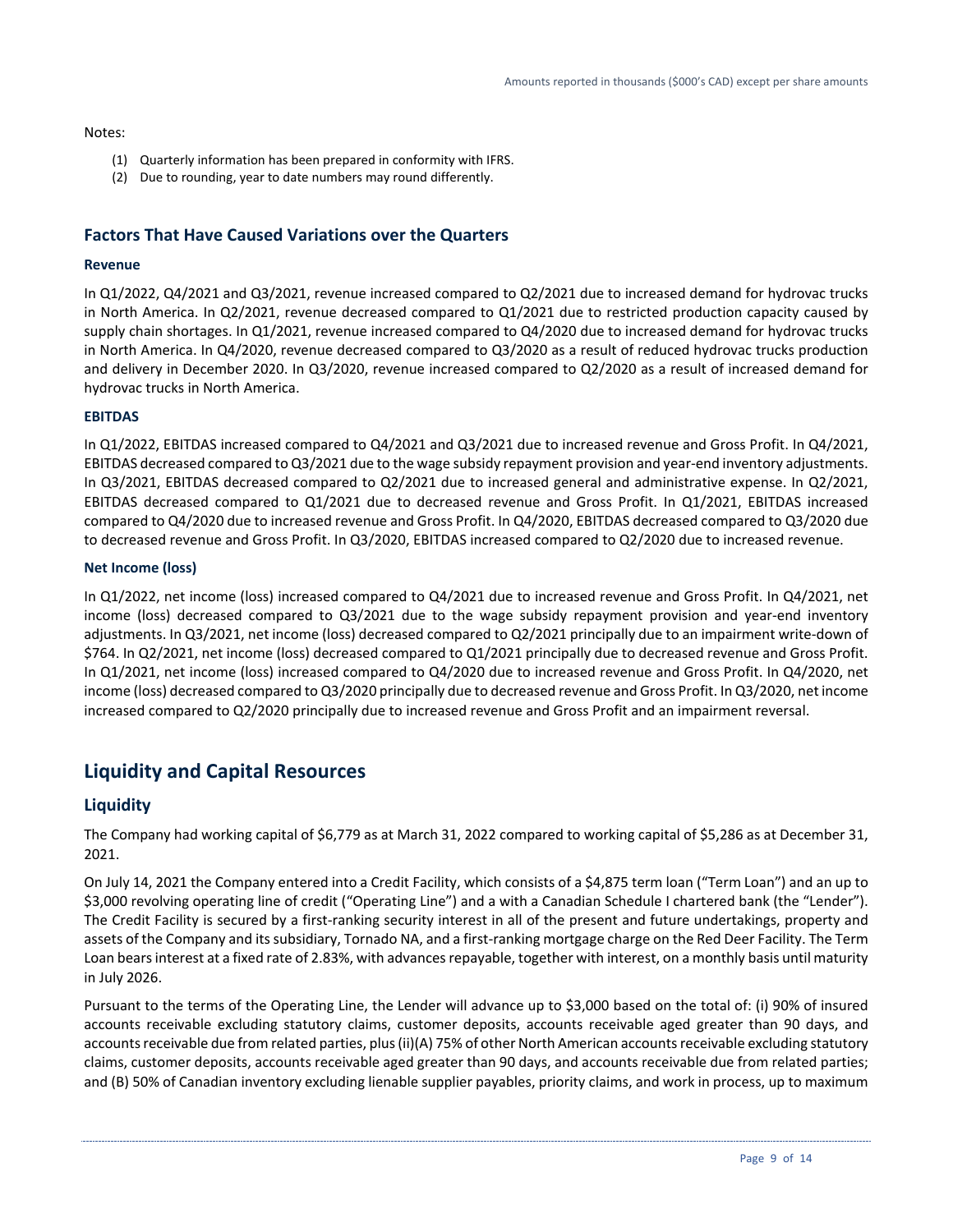Notes:

1. Quarterly information has been prepared in conformity with IFRS.
2. Due to rounding, year to date numbers may round differently.

### Factors That Have Caused Variations over the Quarters

**Revenue**

In Q1/2022, Q4/2021 and Q3/2021, revenue increased compared to Q2/2021 due to increased demand for hydrovac trucks in North America. In Q2/2021, revenue decreased compared to Q1/2021 due to restricted production capacity caused by supply chain shortages. In Q1/2021, revenue increased compared to Q4/2020 due to increased demand for hydrovac trucks in North America. In Q4/2020, revenue decreased compared to Q3/2020 as a result of reduced hydrovac trucks production and delivery in December 2020. In Q3/2020, revenue increased compared to Q2/2020 as a result of increased demand for hydrovac trucks in North America.

**EBITDAS**

In Q1/2022, EBITDAS increased compared to Q4/2021 and Q3/2021 due to increased revenue and Gross Profit. In Q4/2021, EBITDAS decreased compared to Q3/2021 due to the wage subsidy repayment provision and year-end inventory adjustments. In Q3/2021, EBITDAS decreased compared to Q2/2021 due to increased general and administrative expense. In Q2/2021, EBITDAS decreased compared to Q1/2021 due to decreased revenue and Gross Profit. In Q1/2021, EBITDAS increased compared to Q4/2020 due to increased revenue and Gross Profit. In Q4/2020, EBITDAS decreased compared to Q3/2020 due to decreased revenue and Gross Profit. In Q3/2020, EBITDAS increased compared to Q2/2020 due to increased revenue.

**Net Income (loss)**

In Q1/2022, net income (loss) increased compared to Q4/2021 due to increased revenue and Gross Profit. In Q4/2021, net income (loss) decreased compared to Q3/2021 due to the wage subsidy repayment provision and year-end inventory adjustments. In Q3/2021, net income (loss) decreased compared to Q2/2021 principally due to an impairment write-down of $764. In Q2/2021, net income (loss) decreased compared to Q1/2021 principally due to decreased revenue and Gross Profit. In Q1/2021, net income (loss) increased compared to Q4/2020 due to increased revenue and Gross Profit. In Q4/2020, net income (loss) decreased compared to Q3/2020 principally due to decreased revenue and Gross Profit. In Q3/2020, net income increased compared to Q2/2020 principally due to increased revenue and Gross Profit and an impairment reversal.

## Liquidity and Capital Resources

### Liquidity

The Company had working capital of $6,779 as at March 31, 2022 compared to working capital of $5,286 as at December 31, 2021.

On July 14, 2021 the Company entered into a Credit Facility, which consists of a $4,875 term loan ("Term Loan") and an up to $3,000 revolving operating line of credit ("Operating Line") and a with a Canadian Schedule I chartered bank (the "Lender"). The Credit Facility is secured by a first-ranking security interest in all of the present and future undertakings, property and assets of the Company and its subsidiary, Tornado NA, and a first-ranking mortgage charge on the Red Deer Facility. The Term Loan bears interest at a fixed rate of 2.83%, with advances repayable, together with interest, on a monthly basis until maturity in July 2026.

Pursuant to the terms of the Operating Line, the Lender will advance up to $3,000 based on the total of: (i) 90% of insured accounts receivable excluding statutory claims, customer deposits, accounts receivable aged greater than 90 days, and accounts receivable due from related parties, plus (ii)(A) 75% of other North American accounts receivable excluding statutory claims, customer deposits, accounts receivable aged greater than 90 days, and accounts receivable due from related parties; and (B) 50% of Canadian inventory excluding lienable supplier payables, priority claims, and work in process, up to maximum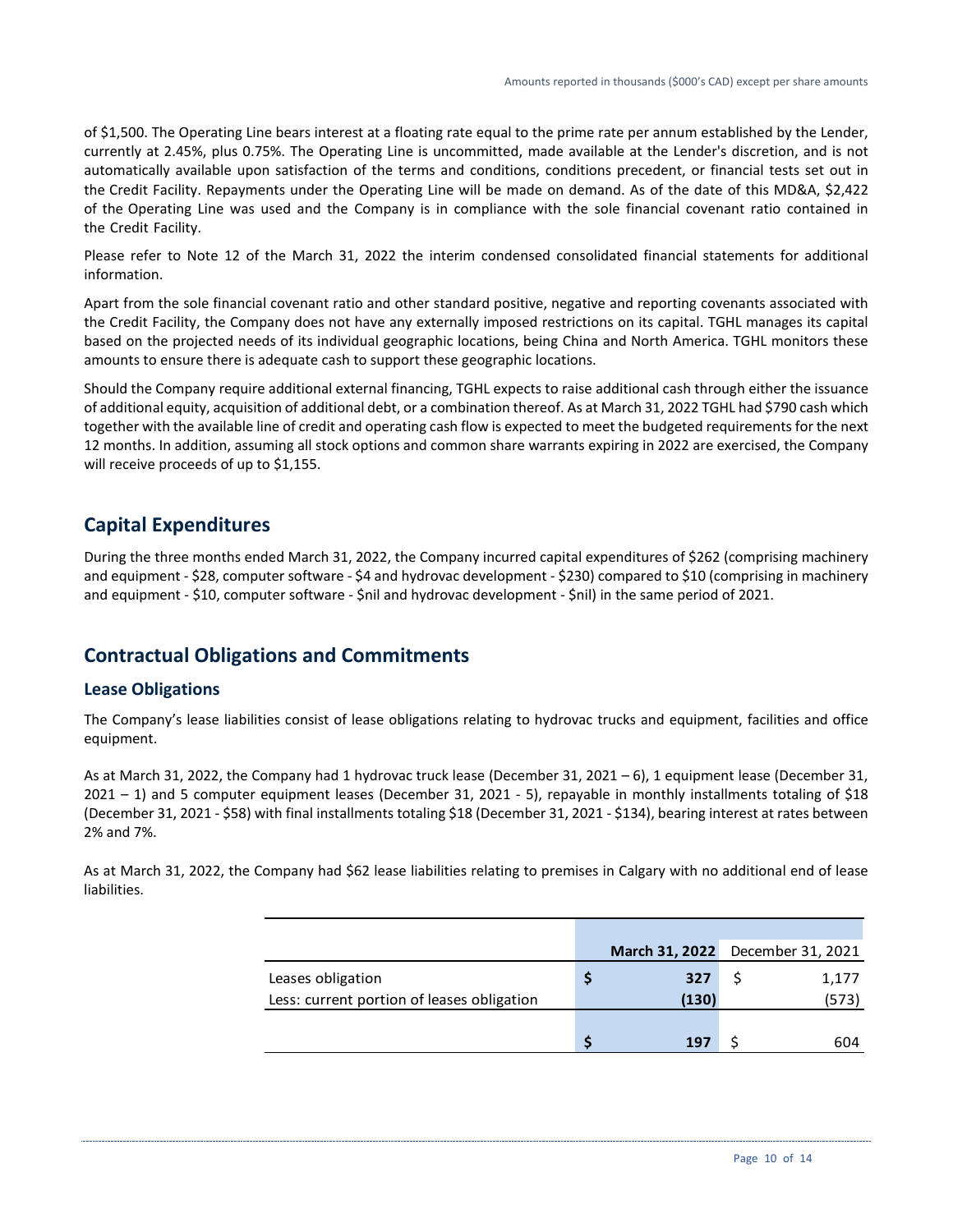of $1,500. The Operating Line bears interest at a floating rate equal to the prime rate per annum established by the Lender, currently at 2.45%, plus 0.75%. The Operating Line is uncommitted, made available at the Lender's discretion, and is not automatically available upon satisfaction of the terms and conditions, conditions precedent, or financial tests set out in the Credit Facility. Repayments under the Operating Line will be made on demand. As of the date of this MD&A, $2,422 of the Operating Line was used and the Company is in compliance with the sole financial covenant ratio contained in the Credit Facility.

Please refer to Note 12 of the March 31, 2022 the interim condensed consolidated financial statements for additional information.

Apart from the sole financial covenant ratio and other standard positive, negative and reporting covenants associated with the Credit Facility, the Company does not have any externally imposed restrictions on its capital. TGHL manages its capital based on the projected needs of its individual geographic locations, being China and North America. TGHL monitors these amounts to ensure there is adequate cash to support these geographic locations.

Should the Company require additional external financing, TGHL expects to raise additional cash through either the issuance of additional equity, acquisition of additional debt, or a combination thereof. As at March 31, 2022 TGHL had $790 cash which together with the available line of credit and operating cash flow is expected to meet the budgeted requirements for the next 12 months. In addition, assuming all stock options and common share warrants expiring in 2022 are exercised, the Company will receive proceeds of up to $1,155.

## Capital Expenditures

During the three months ended March 31, 2022, the Company incurred capital expenditures of $262 (comprising machinery and equipment - $28, computer software - $4 and hydrovac development - $230) compared to $10 (comprising in machinery and equipment - $10, computer software - $nil and hydrovac development - $nil) in the same period of 2021.

## Contractual Obligations and Commitments

### Lease Obligations

The Company's lease liabilities consist of lease obligations relating to hydrovac trucks and equipment, facilities and office equipment.

As at March 31, 2022, the Company had 1 hydrovac truck lease (December 31, 2021 – 6), 1 equipment lease (December 31, 2021 – 1) and 5 computer equipment leases (December 31, 2021 - 5), repayable in monthly installments totaling of $18 (December 31, 2021 - $58) with final installments totaling $18 (December 31, 2021 - $134), bearing interest at rates between 2% and 7%.

As at March 31, 2022, the Company had $62 lease liabilities relating to premises in Calgary with no additional end of lease liabilities.

| | **March 31, 2022** | December 31, 2021 |
|---|---|---|
| Leases obligation | **$ 327** | $ 1,177 |
| Less: current portion of leases obligation | **(130)** | (573) |
| | **$ 197** | $ 604 |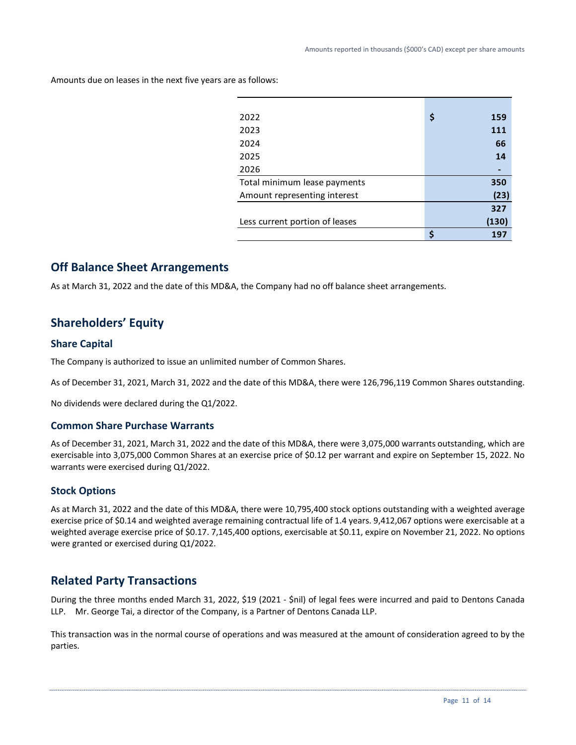Amounts due on leases in the next five years are as follows:

| | | |
|---|---|---|
| 2022 | $ | 159 |
| 2023 | | 111 |
| 2024 | | 66 |
| 2025 | | 14 |
| 2026 | | - |
| Total minimum lease payments | | 350 |
| Amount representing interest | | (23) |
| | | 327 |
| Less current portion of leases | | (130) |
| | $ | 197 |

## Off Balance Sheet Arrangements

As at March 31, 2022 and the date of this MD&A, the Company had no off balance sheet arrangements.

## Shareholders' Equity

### Share Capital

The Company is authorized to issue an unlimited number of Common Shares.

As of December 31, 2021, March 31, 2022 and the date of this MD&A, there were 126,796,119 Common Shares outstanding.

No dividends were declared during the Q1/2022.

### Common Share Purchase Warrants

As of December 31, 2021, March 31, 2022 and the date of this MD&A, there were 3,075,000 warrants outstanding, which are exercisable into 3,075,000 Common Shares at an exercise price of $0.12 per warrant and expire on September 15, 2022. No warrants were exercised during Q1/2022.

### Stock Options

As at March 31, 2022 and the date of this MD&A, there were 10,795,400 stock options outstanding with a weighted average exercise price of $0.14 and weighted average remaining contractual life of 1.4 years. 9,412,067 options were exercisable at a weighted average exercise price of $0.17. 7,145,400 options, exercisable at $0.11, expire on November 21, 2022. No options were granted or exercised during Q1/2022.

## Related Party Transactions

During the three months ended March 31, 2022, $19 (2021 - $nil) of legal fees were incurred and paid to Dentons Canada LLP. Mr. George Tai, a director of the Company, is a Partner of Dentons Canada LLP.

This transaction was in the normal course of operations and was measured at the amount of consideration agreed to by the parties.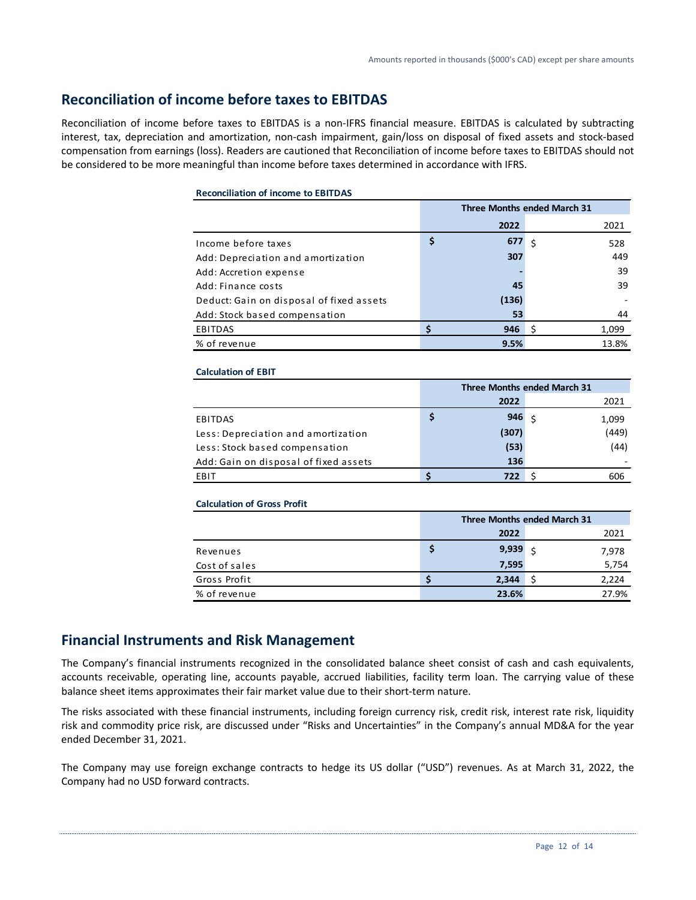## Reconciliation of income before taxes to EBITDAS

Reconciliation of income before taxes to EBITDAS is a non-IFRS financial measure. EBITDAS is calculated by subtracting interest, tax, depreciation and amortization, non-cash impairment, gain/loss on disposal of fixed assets and stock-based compensation from earnings (loss). Readers are cautioned that Reconciliation of income before taxes to EBITDAS should not be considered to be more meaningful than income before taxes determined in accordance with IFRS.

**Reconciliation of income to EBITDAS**

| | Three Months ended March 31 | |
|---|---|---|
| | **2022** | 2021 |
| Income before taxes | **$ 677** | $ 528 |
| Add: Depreciation and amortization | **307** | 449 |
| Add: Accretion expense | **-** | 39 |
| Add: Finance costs | **45** | 39 |
| Deduct: Gain on disposal of fixed assets | **(136)** | - |
| Add: Stock based compensation | **53** | 44 |
| EBITDAS | **$ 946** | $ 1,099 |
| % of revenue | **9.5%** | 13.8% |

**Calculation of EBIT**

| | Three Months ended March 31 | |
|---|---|---|
| | **2022** | 2021 |
| EBITDAS | **$ 946** | $ 1,099 |
| Less: Depreciation and amortization | **(307)** | (449) |
| Less: Stock based compensation | **(53)** | (44) |
| Add: Gain on disposal of fixed assets | **136** | - |
| EBIT | **$ 722** | $ 606 |

**Calculation of Gross Profit**

| | Three Months ended March 31 | |
|---|---|---|
| | **2022** | 2021 |
| Revenues | **$ 9,939** | $ 7,978 |
| Cost of sales | **7,595** | 5,754 |
| Gross Profit | **$ 2,344** | $ 2,224 |
| % of revenue | **23.6%** | 27.9% |

## Financial Instruments and Risk Management

The Company's financial instruments recognized in the consolidated balance sheet consist of cash and cash equivalents, accounts receivable, operating line, accounts payable, accrued liabilities, facility term loan. The carrying value of these balance sheet items approximates their fair market value due to their short-term nature.

The risks associated with these financial instruments, including foreign currency risk, credit risk, interest rate risk, liquidity risk and commodity price risk, are discussed under "Risks and Uncertainties" in the Company's annual MD&A for the year ended December 31, 2021.

The Company may use foreign exchange contracts to hedge its US dollar ("USD") revenues. As at March 31, 2022, the Company had no USD forward contracts.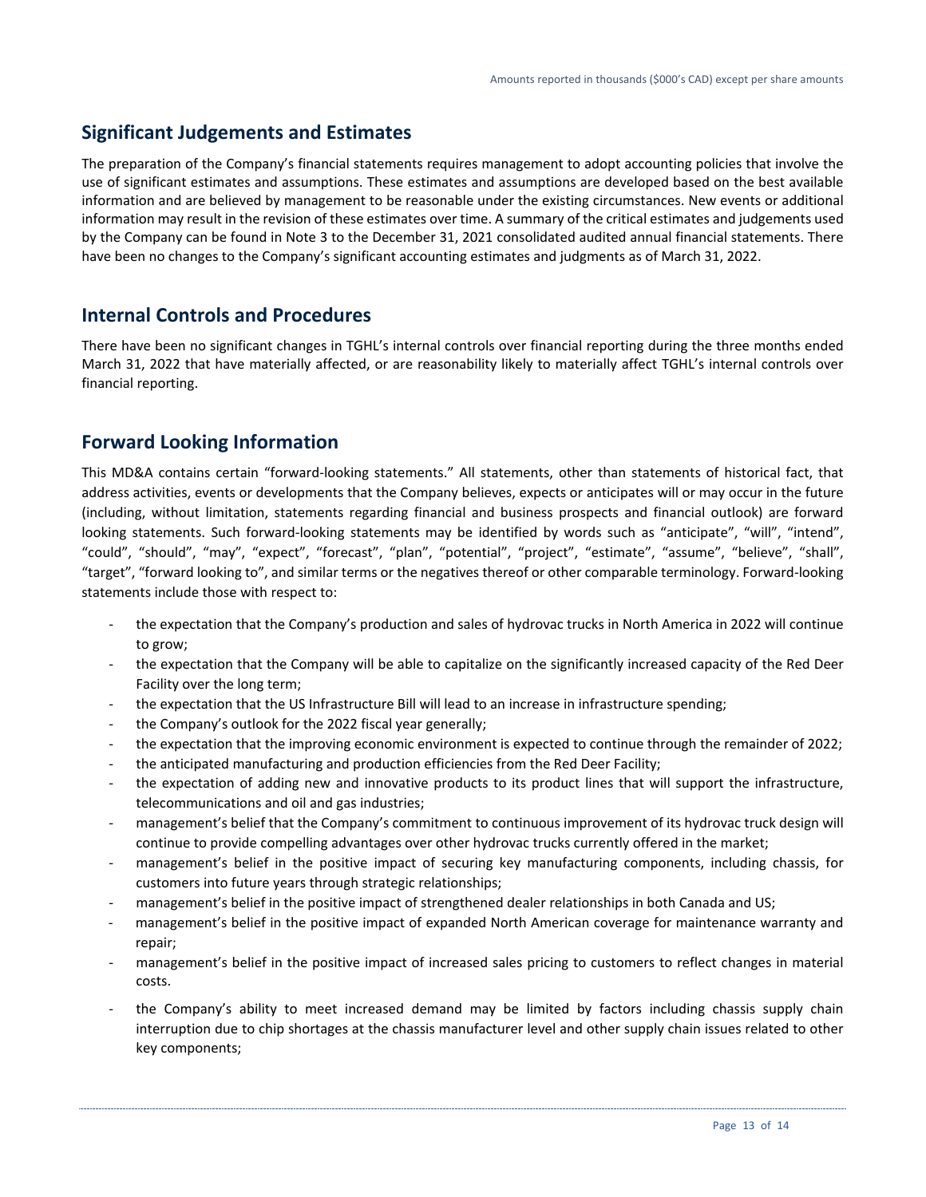## Significant Judgements and Estimates

The preparation of the Company's financial statements requires management to adopt accounting policies that involve the use of significant estimates and assumptions. These estimates and assumptions are developed based on the best available information and are believed by management to be reasonable under the existing circumstances. New events or additional information may result in the revision of these estimates over time. A summary of the critical estimates and judgements used by the Company can be found in Note 3 to the December 31, 2021 consolidated audited annual financial statements. There have been no changes to the Company's significant accounting estimates and judgments as of March 31, 2022.

## Internal Controls and Procedures

There have been no significant changes in TGHL's internal controls over financial reporting during the three months ended March 31, 2022 that have materially affected, or are reasonability likely to materially affect TGHL's internal controls over financial reporting.

## Forward Looking Information

This MD&A contains certain "forward-looking statements." All statements, other than statements of historical fact, that address activities, events or developments that the Company believes, expects or anticipates will or may occur in the future (including, without limitation, statements regarding financial and business prospects and financial outlook) are forward looking statements. Such forward-looking statements may be identified by words such as "anticipate", "will", "intend", "could", "should", "may", "expect", "forecast", "plan", "potential", "project", "estimate", "assume", "believe", "shall", "target", "forward looking to", and similar terms or the negatives thereof or other comparable terminology. Forward-looking statements include those with respect to:

- the expectation that the Company's production and sales of hydrovac trucks in North America in 2022 will continue to grow;
- the expectation that the Company will be able to capitalize on the significantly increased capacity of the Red Deer Facility over the long term;
- the expectation that the US Infrastructure Bill will lead to an increase in infrastructure spending;
- the Company's outlook for the 2022 fiscal year generally;
- the expectation that the improving economic environment is expected to continue through the remainder of 2022;
- the anticipated manufacturing and production efficiencies from the Red Deer Facility;
- the expectation of adding new and innovative products to its product lines that will support the infrastructure, telecommunications and oil and gas industries;
- management's belief that the Company's commitment to continuous improvement of its hydrovac truck design will continue to provide compelling advantages over other hydrovac trucks currently offered in the market;
- management's belief in the positive impact of securing key manufacturing components, including chassis, for customers into future years through strategic relationships;
- management's belief in the positive impact of strengthened dealer relationships in both Canada and US;
- management's belief in the positive impact of expanded North American coverage for maintenance warranty and repair;
- management's belief in the positive impact of increased sales pricing to customers to reflect changes in material costs.
- the Company's ability to meet increased demand may be limited by factors including chassis supply chain interruption due to chip shortages at the chassis manufacturer level and other supply chain issues related to other key components;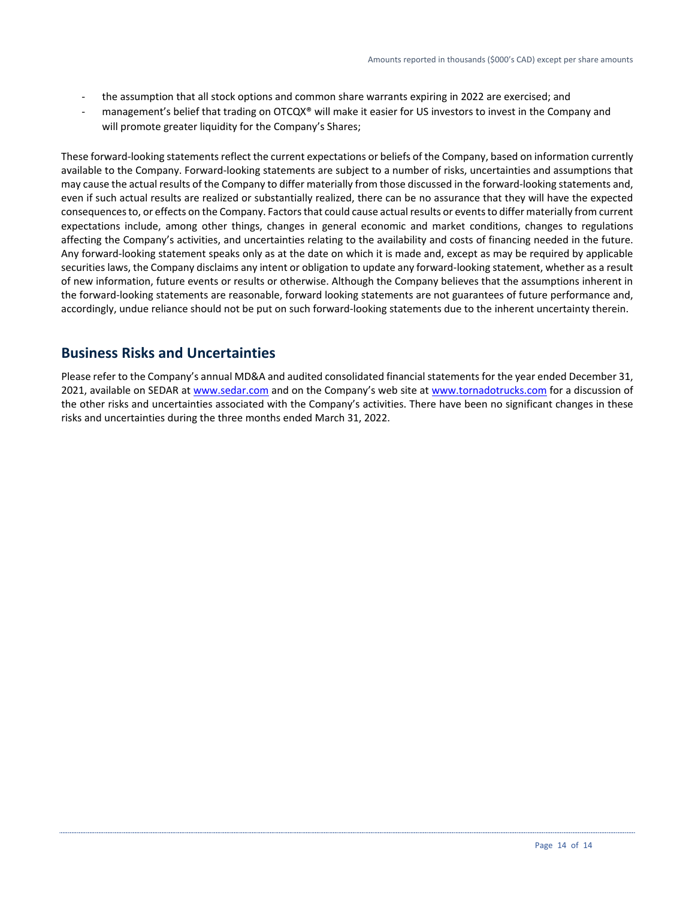- the assumption that all stock options and common share warrants expiring in 2022 are exercised; and
- management's belief that trading on OTCQX® will make it easier for US investors to invest in the Company and will promote greater liquidity for the Company's Shares;

These forward-looking statements reflect the current expectations or beliefs of the Company, based on information currently available to the Company. Forward-looking statements are subject to a number of risks, uncertainties and assumptions that may cause the actual results of the Company to differ materially from those discussed in the forward-looking statements and, even if such actual results are realized or substantially realized, there can be no assurance that they will have the expected consequences to, or effects on the Company. Factors that could cause actual results or events to differ materially from current expectations include, among other things, changes in general economic and market conditions, changes to regulations affecting the Company's activities, and uncertainties relating to the availability and costs of financing needed in the future. Any forward-looking statement speaks only as at the date on which it is made and, except as may be required by applicable securities laws, the Company disclaims any intent or obligation to update any forward-looking statement, whether as a result of new information, future events or results or otherwise. Although the Company believes that the assumptions inherent in the forward-looking statements are reasonable, forward looking statements are not guarantees of future performance and, accordingly, undue reliance should not be put on such forward-looking statements due to the inherent uncertainty therein.

## Business Risks and Uncertainties

Please refer to the Company's annual MD&A and audited consolidated financial statements for the year ended December 31, 2021, available on SEDAR at www.sedar.com and on the Company's web site at www.tornadotrucks.com for a discussion of the other risks and uncertainties associated with the Company's activities. There have been no significant changes in these risks and uncertainties during the three months ended March 31, 2022.